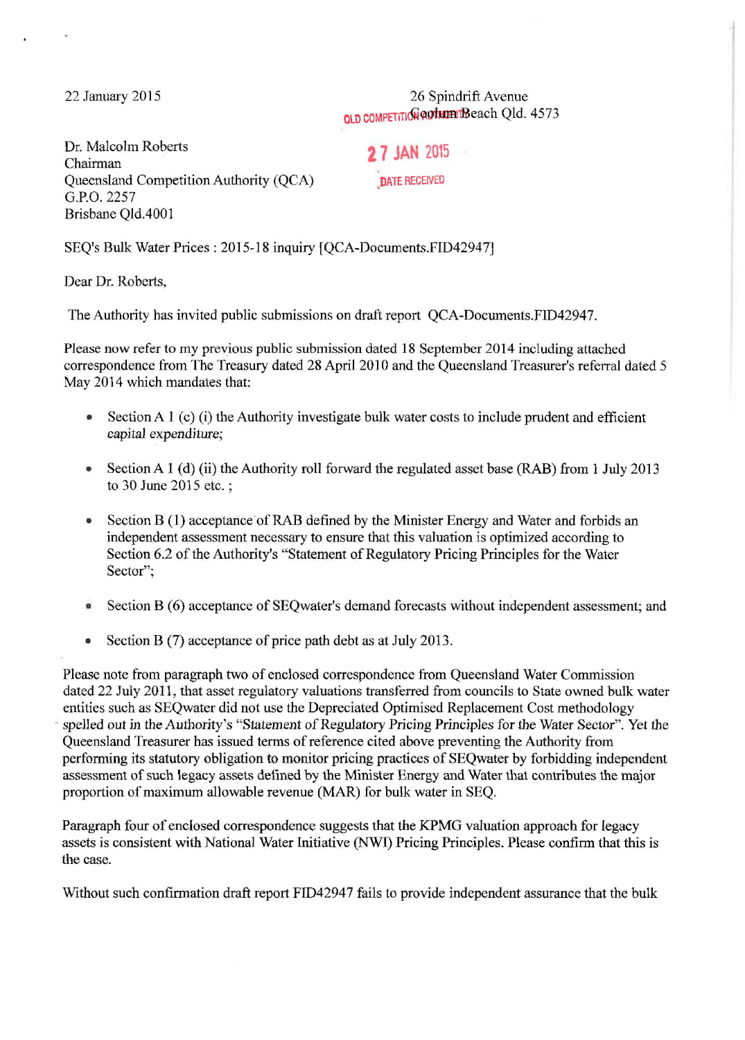22 January 2015

26 Spindrift Avenue
Coolum Beach Qld. 4573

QLD COMPETITION AUTHORITY

27 JAN 2015

DATE RECEIVED

Dr. Malcolm Roberts
Chairman
Queensland Competition Authority (QCA)
G.P.O. 2257
Brisbane Qld.4001

SEQ's Bulk Water Prices : 2015-18 inquiry [QCA-Documents.FID42947]

Dear Dr. Roberts,

The Authority has invited public submissions on draft report QCA-Documents.FID42947.

Please now refer to my previous public submission dated 18 September 2014 including attached correspondence from The Treasury dated 28 April 2010 and the Queensland Treasurer's referral dated 5 May 2014 which mandates that:

- Section A 1 (c) (i) the Authority investigate bulk water costs to include prudent and efficient capital expenditure;
- Section A 1 (d) (ii) the Authority roll forward the regulated asset base (RAB) from 1 July 2013 to 30 June 2015 etc. ;
- Section B (1) acceptance of RAB defined by the Minister Energy and Water and forbids an independent assessment necessary to ensure that this valuation is optimized according to Section 6.2 of the Authority's "Statement of Regulatory Pricing Principles for the Water Sector";
- Section B (6) acceptance of SEQwater's demand forecasts without independent assessment; and
- Section B (7) acceptance of price path debt as at July 2013.

Please note from paragraph two of enclosed correspondence from Queensland Water Commission dated 22 July 2011, that asset regulatory valuations transferred from councils to State owned bulk water entities such as SEQwater did not use the Depreciated Optimised Replacement Cost methodology spelled out in the Authority's "Statement of Regulatory Pricing Principles for the Water Sector". Yet the Queensland Treasurer has issued terms of reference cited above preventing the Authority from performing its statutory obligation to monitor pricing practices of SEQwater by forbidding independent assessment of such legacy assets defined by the Minister Energy and Water that contributes the major proportion of maximum allowable revenue (MAR) for bulk water in SEQ.

Paragraph four of enclosed correspondence suggests that the KPMG valuation approach for legacy assets is consistent with National Water Initiative (NWI) Pricing Principles. Please confirm that this is the case.

Without such confirmation draft report FID42947 fails to provide independent assurance that the bulk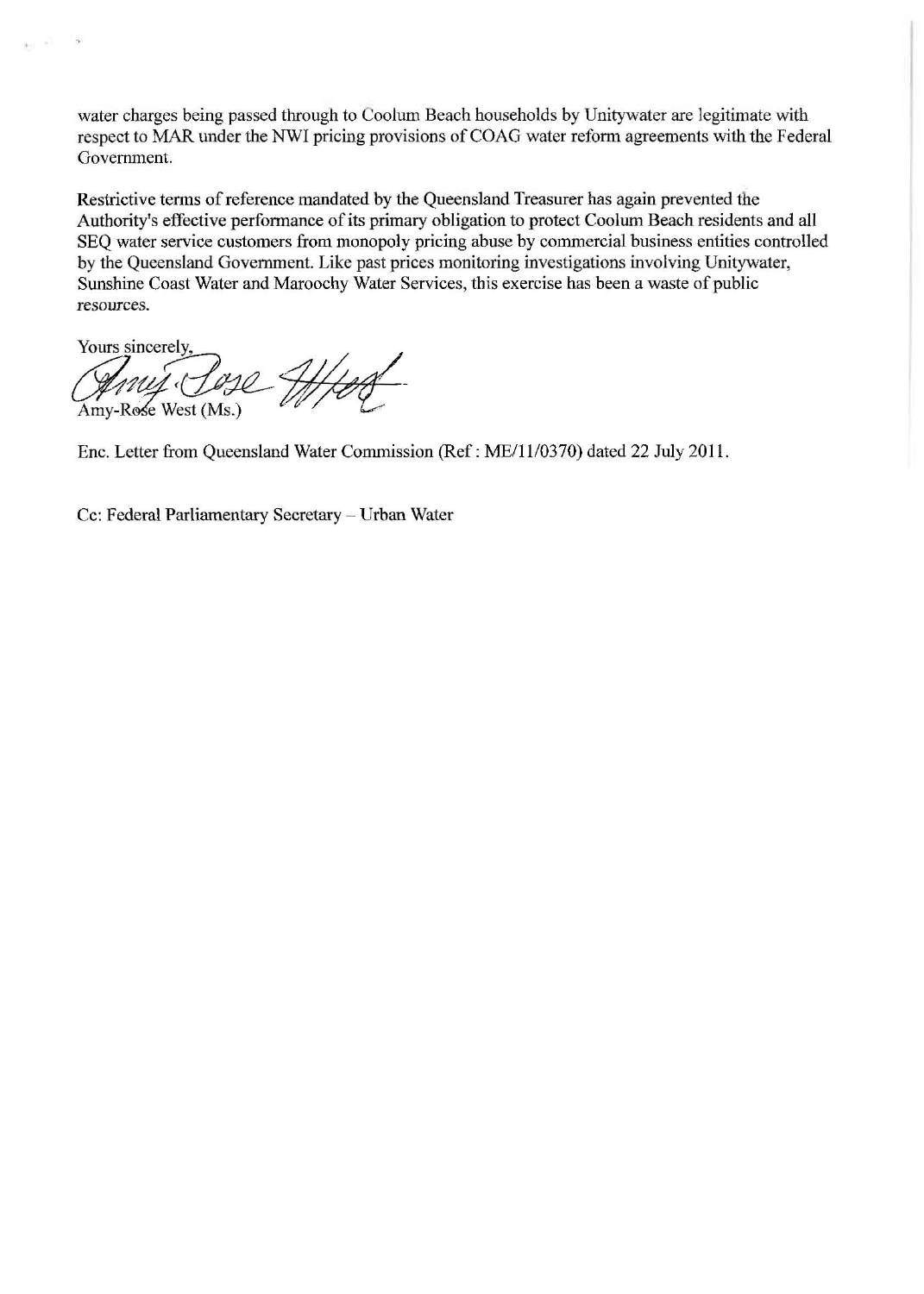water charges being passed through to Coolum Beach households by Unitywater are legitimate with respect to MAR under the NWI pricing provisions of COAG water reform agreements with the Federal Government.

Restrictive terms of reference mandated by the Queensland Treasurer has again prevented the Authority's effective performance of its primary obligation to protect Coolum Beach residents and all SEQ water service customers from monopoly pricing abuse by commercial business entities controlled by the Queensland Government. Like past prices monitoring investigations involving Unitywater, Sunshine Coast Water and Maroochy Water Services, this exercise has been a waste of public resources.

Yours sincerely,

Amy-Rose West (Ms.)

Enc. Letter from Queensland Water Commission (Ref : ME/11/0370) dated 22 July 2011.

Cc: Federal Parliamentary Secretary – Urban Water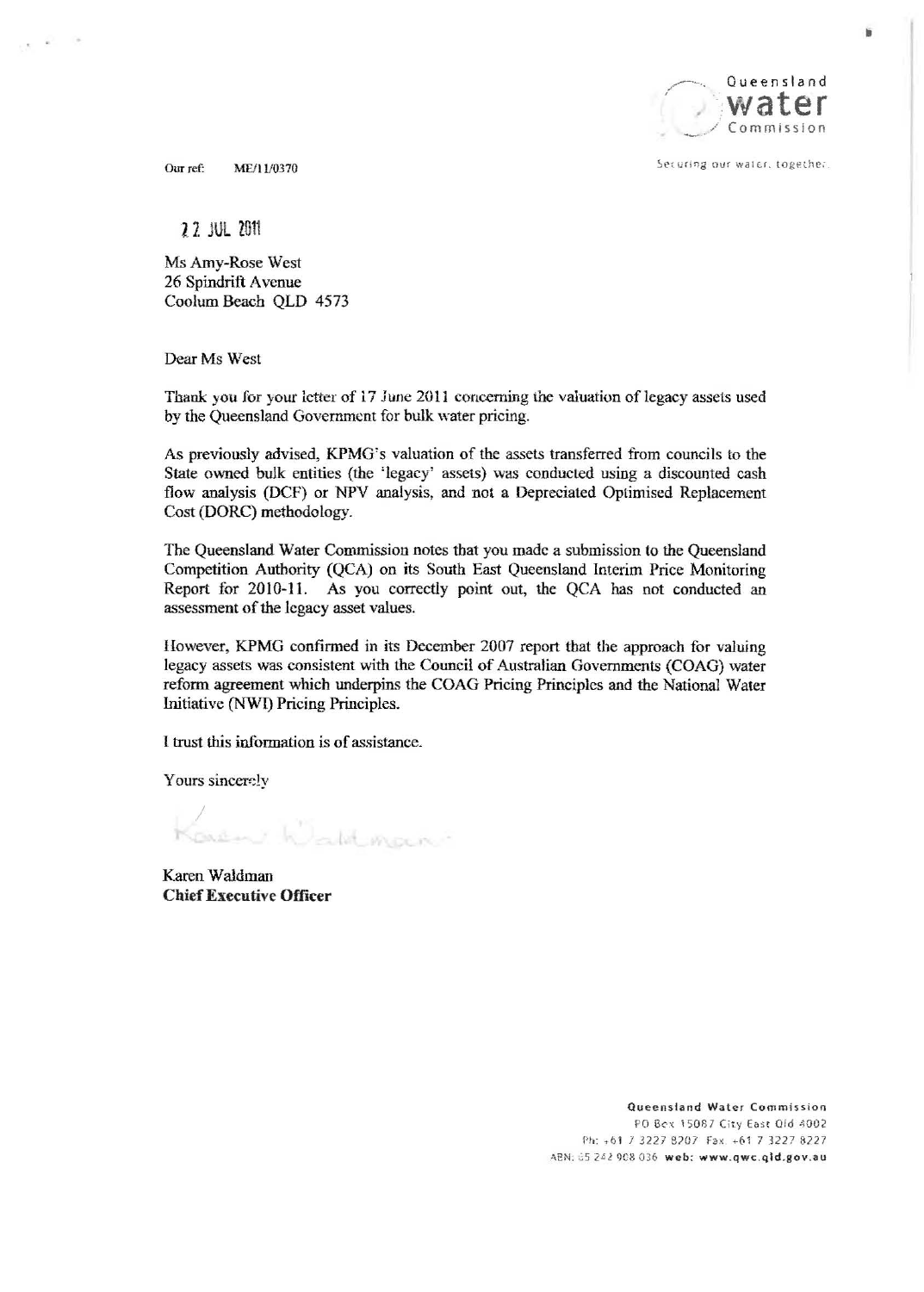Queensland **water** Commission

Securing our water, together

Our ref: ME/11/0370

22 JUL 2011

Ms Amy-Rose West
26 Spindrift Avenue
Coolum Beach QLD 4573

Dear Ms West

Thank you for your letter of 17 June 2011 concerning the valuation of legacy assets used by the Queensland Government for bulk water pricing.

As previously advised, KPMG's valuation of the assets transferred from councils to the State owned bulk entities (the 'legacy' assets) was conducted using a discounted cash flow analysis (DCF) or NPV analysis, and not a Depreciated Optimised Replacement Cost (DORC) methodology.

The Queensland Water Commission notes that you made a submission to the Queensland Competition Authority (QCA) on its South East Queensland Interim Price Monitoring Report for 2010-11. As you correctly point out, the QCA has not conducted an assessment of the legacy asset values.

However, KPMG confirmed in its December 2007 report that the approach for valuing legacy assets was consistent with the Council of Australian Governments (COAG) water reform agreement which underpins the COAG Pricing Principles and the National Water Initiative (NWI) Pricing Principles.

I trust this information is of assistance.

Yours sincerely

Karen Waldman

Karen Waldman
**Chief Executive Officer**

**Queensland Water Commission**
PO Box 15087 City East Qld 4002
Ph: +61 7 3227 8207 Fax: +61 7 3227 8227
ABN: 65 242 908 036 **web: www.qwc.qld.gov.au**